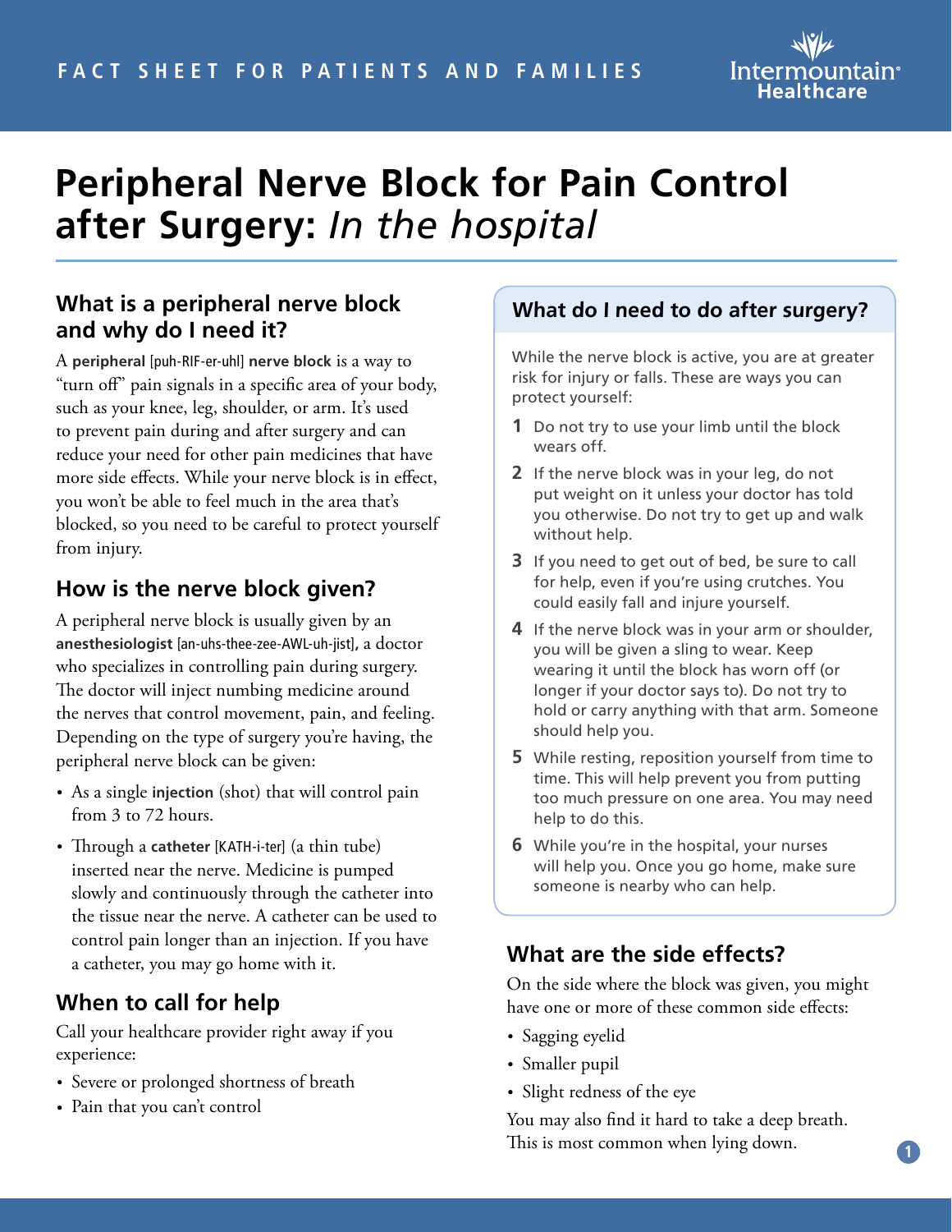FACT SHEET FOR PATIENTS AND FAMILIES

# Peripheral Nerve Block for Pain Control after Surgery: *In the hospital*

## What is a peripheral nerve block and why do I need it?

A **peripheral** [puh-RIF-er-uhl] **nerve block** is a way to "turn off" pain signals in a specific area of your body, such as your knee, leg, shoulder, or arm. It's used to prevent pain during and after surgery and can reduce your need for other pain medicines that have more side effects. While your nerve block is in effect, you won't be able to feel much in the area that's blocked, so you need to be careful to protect yourself from injury.

## How is the nerve block given?

A peripheral nerve block is usually given by an **anesthesiologist** [an-uhs-thee-zee-AWL-uh-jist], a doctor who specializes in controlling pain during surgery. The doctor will inject numbing medicine around the nerves that control movement, pain, and feeling. Depending on the type of surgery you're having, the peripheral nerve block can be given:

- As a single **injection** (shot) that will control pain from 3 to 72 hours.
- Through a **catheter** [KATH-i-ter] (a thin tube) inserted near the nerve. Medicine is pumped slowly and continuously through the catheter into the tissue near the nerve. A catheter can be used to control pain longer than an injection. If you have a catheter, you may go home with it.

## When to call for help

Call your healthcare provider right away if you experience:

- Severe or prolonged shortness of breath
- Pain that you can't control

## What do I need to do after surgery?

While the nerve block is active, you are at greater risk for injury or falls. These are ways you can protect yourself:

1. Do not try to use your limb until the block wears off.
2. If the nerve block was in your leg, do not put weight on it unless your doctor has told you otherwise. Do not try to get up and walk without help.
3. If you need to get out of bed, be sure to call for help, even if you're using crutches. You could easily fall and injure yourself.
4. If the nerve block was in your arm or shoulder, you will be given a sling to wear. Keep wearing it until the block has worn off (or longer if your doctor says to). Do not try to hold or carry anything with that arm. Someone should help you.
5. While resting, reposition yourself from time to time. This will help prevent you from putting too much pressure on one area. You may need help to do this.
6. While you're in the hospital, your nurses will help you. Once you go home, make sure someone is nearby who can help.

## What are the side effects?

On the side where the block was given, you might have one or more of these common side effects:

- Sagging eyelid
- Smaller pupil
- Slight redness of the eye

You may also find it hard to take a deep breath. This is most common when lying down.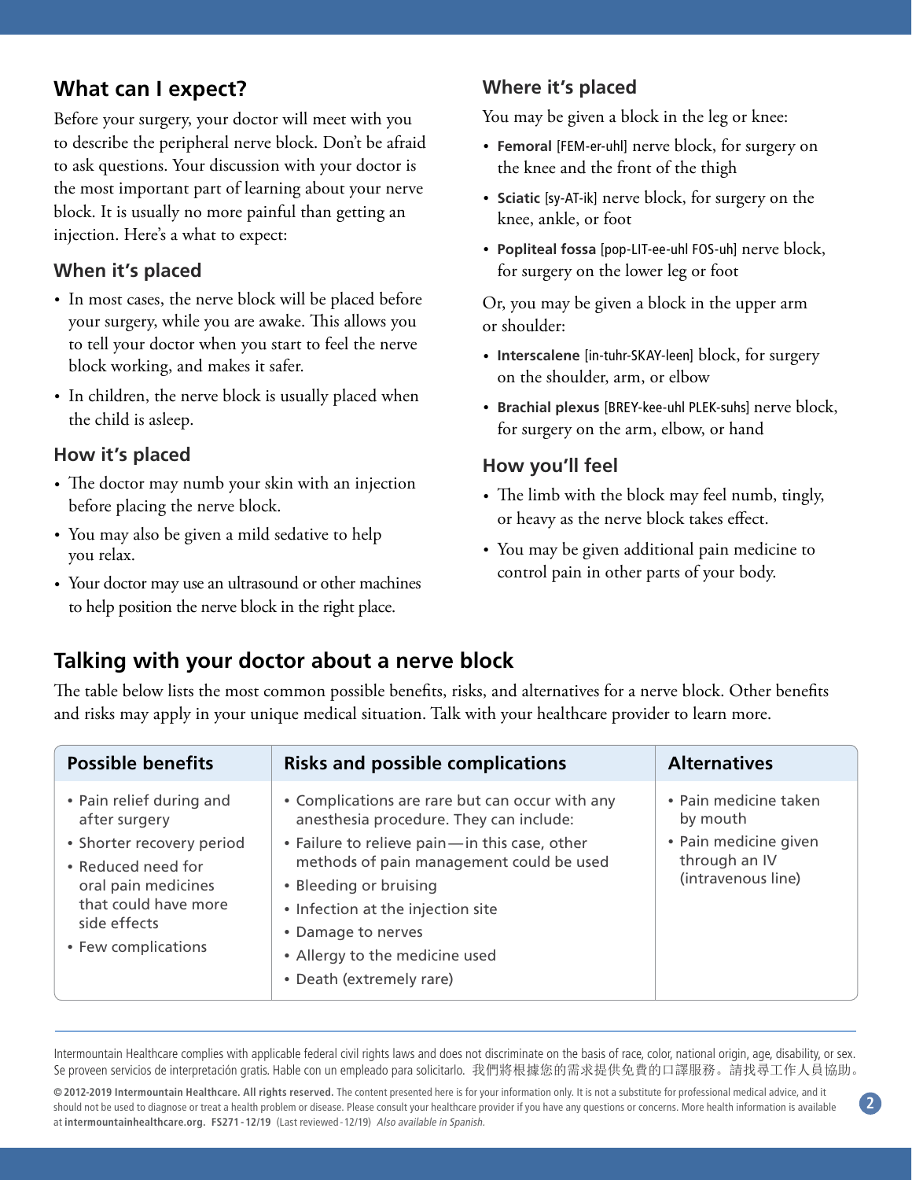## What can I expect?

Before your surgery, your doctor will meet with you to describe the peripheral nerve block. Don't be afraid to ask questions. Your discussion with your doctor is the most important part of learning about your nerve block. It is usually no more painful than getting an injection. Here's a what to expect:

### When it's placed

- In most cases, the nerve block will be placed before your surgery, while you are awake. This allows you to tell your doctor when you start to feel the nerve block working, and makes it safer.
- In children, the nerve block is usually placed when the child is asleep.

### How it's placed

- The doctor may numb your skin with an injection before placing the nerve block.
- You may also be given a mild sedative to help you relax.
- Your doctor may use an ultrasound or other machines to help position the nerve block in the right place.

### Where it's placed

You may be given a block in the leg or knee:

- **Femoral** [FEM-er-uhl] nerve block, for surgery on the knee and the front of the thigh
- **Sciatic** [sy-AT-ik] nerve block, for surgery on the knee, ankle, or foot
- **Popliteal fossa** [pop-LIT-ee-uhl FOS-uh] nerve block, for surgery on the lower leg or foot

Or, you may be given a block in the upper arm or shoulder:

- **Interscalene** [in-tuhr-SKAY-leen] block, for surgery on the shoulder, arm, or elbow
- **Brachial plexus** [BREY-kee-uhl PLEK-suhs] nerve block, for surgery on the arm, elbow, or hand

### How you'll feel

- The limb with the block may feel numb, tingly, or heavy as the nerve block takes effect.
- You may be given additional pain medicine to control pain in other parts of your body.

## Talking with your doctor about a nerve block

The table below lists the most common possible benefits, risks, and alternatives for a nerve block. Other benefits and risks may apply in your unique medical situation. Talk with your healthcare provider to learn more.

| Possible benefits | Risks and possible complications | Alternatives |
|---|---|---|
| • Pain relief during and after surgery<br>• Shorter recovery period<br>• Reduced need for oral pain medicines that could have more side effects<br>• Few complications | • Complications are rare but can occur with any anesthesia procedure. They can include:<br>• Failure to relieve pain — in this case, other methods of pain management could be used<br>• Bleeding or bruising<br>• Infection at the injection site<br>• Damage to nerves<br>• Allergy to the medicine used<br>• Death (extremely rare) | • Pain medicine taken by mouth<br>• Pain medicine given through an IV (intravenous line) |

Intermountain Healthcare complies with applicable federal civil rights laws and does not discriminate on the basis of race, color, national origin, age, disability, or sex. Se proveen servicios de interpretación gratis. Hable con un empleado para solicitarlo. 我們將根據您的需求提供免費的口譯服務。請找尋工作人員協助。

**© 2012-2019 Intermountain Healthcare. All rights reserved.** The content presented here is for your information only. It is not a substitute for professional medical advice, and it should not be used to diagnose or treat a health problem or disease. Please consult your healthcare provider if you have any questions or concerns. More health information is available at **intermountainhealthcare.org. FS271 - 12/19** (Last reviewed - 12/19) *Also available in Spanish.*